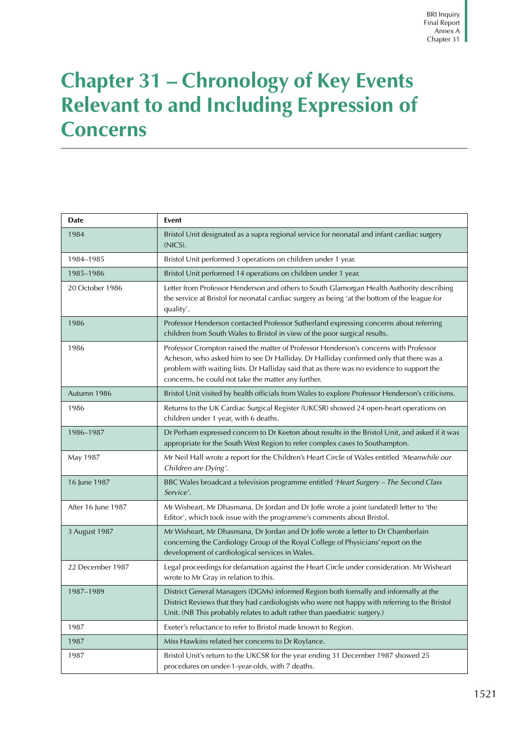# Chapter 31 – Chronology of Key Events Relevant to and Including Expression of Concerns

| Date | Event |
|---|---|
| 1984 | Bristol Unit designated as a supra regional service for neonatal and infant cardiac surgery (NICS). |
| 1984–1985 | Bristol Unit performed 3 operations on children under 1 year. |
| 1985–1986 | Bristol Unit performed 14 operations on children under 1 year. |
| 20 October 1986 | Letter from Professor Henderson and others to South Glamorgan Health Authority describing the service at Bristol for neonatal cardiac surgery as being 'at the bottom of the league for quality'. |
| 1986 | Professor Henderson contacted Professor Sutherland expressing concerns about referring children from South Wales to Bristol in view of the poor surgical results. |
| 1986 | Professor Crompton raised the matter of Professor Henderson's concerns with Professor Acheson, who asked him to see Dr Halliday. Dr Halliday confirmed only that there was a problem with waiting lists. Dr Halliday said that as there was no evidence to support the concerns, he could not take the matter any further. |
| Autumn 1986 | Bristol Unit visited by health officials from Wales to explore Professor Henderson's criticisms. |
| 1986 | Returns to the UK Cardiac Surgical Register (UKCSR) showed 24 open-heart operations on children under 1 year, with 6 deaths. |
| 1986–1987 | Dr Perham expressed concern to Dr Keeton about results in the Bristol Unit, and asked if it was appropriate for the South West Region to refer complex cases to Southampton. |
| May 1987 | Mr Neil Hall wrote a report for the Children's Heart Circle of Wales entitled *'Meanwhile our Children are Dying'*. |
| 16 June 1987 | BBC Wales broadcast a television programme entitled *'Heart Surgery – The Second Class Service'*. |
| After 16 June 1987 | Mr Wisheart, Mr Dhasmana, Dr Jordan and Dr Joffe wrote a joint (undated) letter to 'the Editor', which took issue with the programme's comments about Bristol. |
| 3 August 1987 | Mr Wisheart, Mr Dhasmana, Dr Jordan and Dr Joffe wrote a letter to Dr Chamberlain concerning the Cardiology Group of the Royal College of Physicians' report on the development of cardiological services in Wales. |
| 22 December 1987 | Legal proceedings for defamation against the Heart Circle under consideration. Mr Wisheart wrote to Mr Gray in relation to this. |
| 1987–1989 | District General Managers (DGMs) informed Region both formally and informally at the District Reviews that they had cardiologists who were not happy with referring to the Bristol Unit. (NB This probably relates to adult rather than paediatric surgery.) |
| 1987 | Exeter's reluctance to refer to Bristol made known to Region. |
| 1987 | Miss Hawkins related her concerns to Dr Roylance. |
| 1987 | Bristol Unit's return to the UKCSR for the year ending 31 December 1987 showed 25 procedures on under-1-year-olds, with 7 deaths. |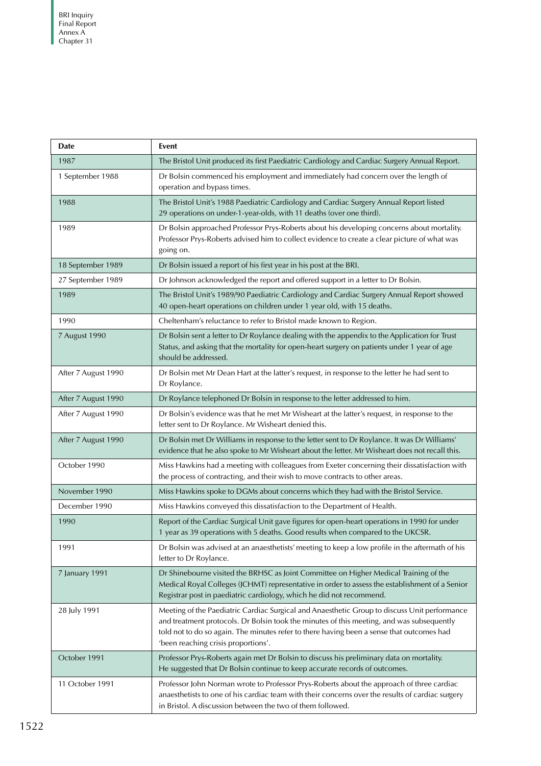| Date | Event |
| --- | --- |
| 1987 | The Bristol Unit produced its first Paediatric Cardiology and Cardiac Surgery Annual Report. |
| 1 September 1988 | Dr Bolsin commenced his employment and immediately had concern over the length of operation and bypass times. |
| 1988 | The Bristol Unit's 1988 Paediatric Cardiology and Cardiac Surgery Annual Report listed 29 operations on under-1-year-olds, with 11 deaths (over one third). |
| 1989 | Dr Bolsin approached Professor Prys-Roberts about his developing concerns about mortality. Professor Prys-Roberts advised him to collect evidence to create a clear picture of what was going on. |
| 18 September 1989 | Dr Bolsin issued a report of his first year in his post at the BRI. |
| 27 September 1989 | Dr Johnson acknowledged the report and offered support in a letter to Dr Bolsin. |
| 1989 | The Bristol Unit's 1989/90 Paediatric Cardiology and Cardiac Surgery Annual Report showed 40 open-heart operations on children under 1 year old, with 15 deaths. |
| 1990 | Cheltenham's reluctance to refer to Bristol made known to Region. |
| 7 August 1990 | Dr Bolsin sent a letter to Dr Roylance dealing with the appendix to the Application for Trust Status, and asking that the mortality for open-heart surgery on patients under 1 year of age should be addressed. |
| After 7 August 1990 | Dr Bolsin met Mr Dean Hart at the latter's request, in response to the letter he had sent to Dr Roylance. |
| After 7 August 1990 | Dr Roylance telephoned Dr Bolsin in response to the letter addressed to him. |
| After 7 August 1990 | Dr Bolsin's evidence was that he met Mr Wisheart at the latter's request, in response to the letter sent to Dr Roylance. Mr Wisheart denied this. |
| After 7 August 1990 | Dr Bolsin met Dr Williams in response to the letter sent to Dr Roylance. It was Dr Williams' evidence that he also spoke to Mr Wisheart about the letter. Mr Wisheart does not recall this. |
| October 1990 | Miss Hawkins had a meeting with colleagues from Exeter concerning their dissatisfaction with the process of contracting, and their wish to move contracts to other areas. |
| November 1990 | Miss Hawkins spoke to DGMs about concerns which they had with the Bristol Service. |
| December 1990 | Miss Hawkins conveyed this dissatisfaction to the Department of Health. |
| 1990 | Report of the Cardiac Surgical Unit gave figures for open-heart operations in 1990 for under 1 year as 39 operations with 5 deaths. Good results when compared to the UKCSR. |
| 1991 | Dr Bolsin was advised at an anaesthetists' meeting to keep a low profile in the aftermath of his letter to Dr Roylance. |
| 7 January 1991 | Dr Shinebourne visited the BRHSC as Joint Committee on Higher Medical Training of the Medical Royal Colleges (JCHMT) representative in order to assess the establishment of a Senior Registrar post in paediatric cardiology, which he did not recommend. |
| 28 July 1991 | Meeting of the Paediatric Cardiac Surgical and Anaesthetic Group to discuss Unit performance and treatment protocols. Dr Bolsin took the minutes of this meeting, and was subsequently told not to do so again. The minutes refer to there having been a sense that outcomes had 'been reaching crisis proportions'. |
| October 1991 | Professor Prys-Roberts again met Dr Bolsin to discuss his preliminary data on mortality. He suggested that Dr Bolsin continue to keep accurate records of outcomes. |
| 11 October 1991 | Professor John Norman wrote to Professor Prys-Roberts about the approach of three cardiac anaesthetists to one of his cardiac team with their concerns over the results of cardiac surgery in Bristol. A discussion between the two of them followed. |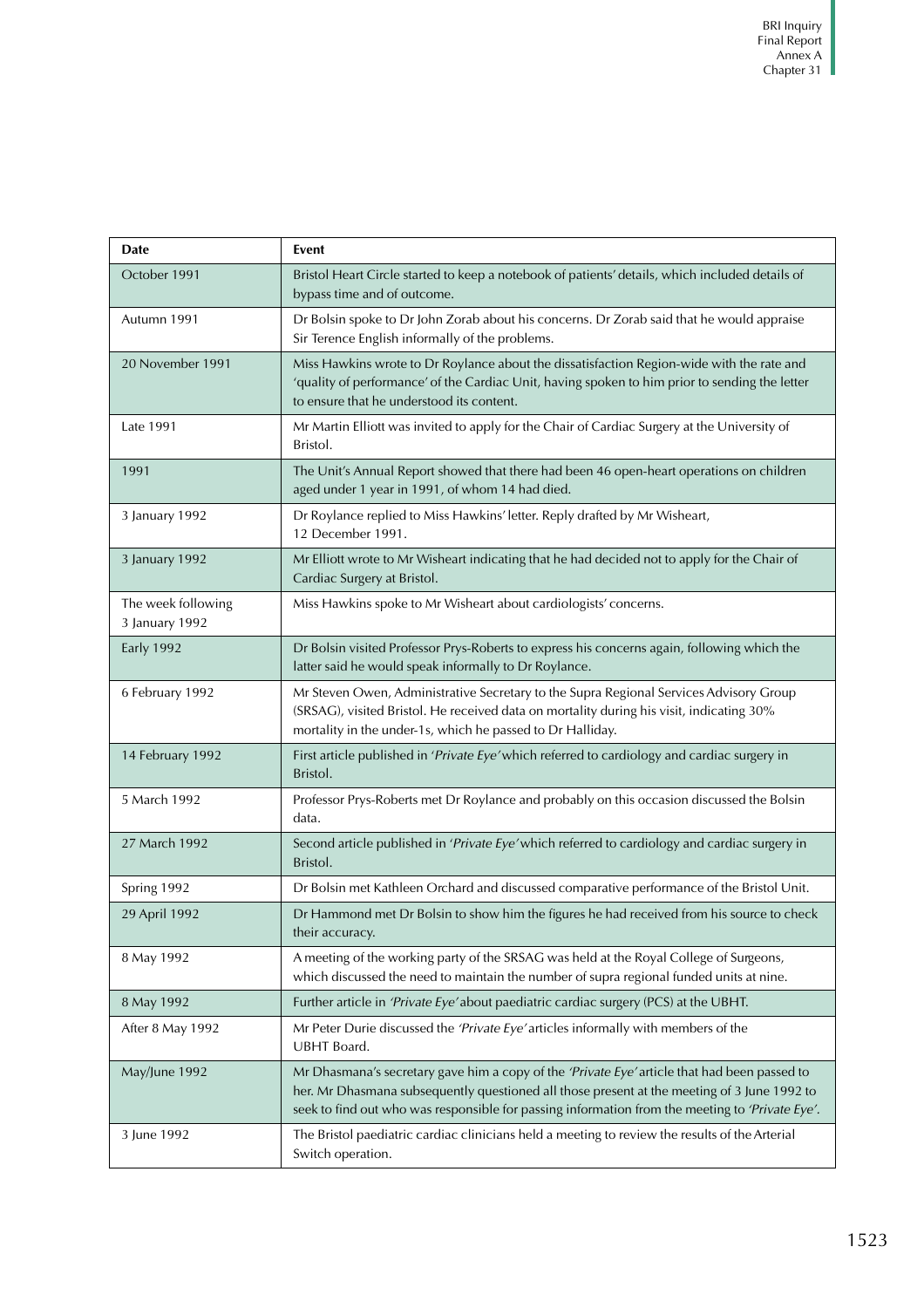| Date | Event |
|---|---|
| October 1991 | Bristol Heart Circle started to keep a notebook of patients' details, which included details of bypass time and of outcome. |
| Autumn 1991 | Dr Bolsin spoke to Dr John Zorab about his concerns. Dr Zorab said that he would appraise Sir Terence English informally of the problems. |
| 20 November 1991 | Miss Hawkins wrote to Dr Roylance about the dissatisfaction Region-wide with the rate and 'quality of performance' of the Cardiac Unit, having spoken to him prior to sending the letter to ensure that he understood its content. |
| Late 1991 | Mr Martin Elliott was invited to apply for the Chair of Cardiac Surgery at the University of Bristol. |
| 1991 | The Unit's Annual Report showed that there had been 46 open-heart operations on children aged under 1 year in 1991, of whom 14 had died. |
| 3 January 1992 | Dr Roylance replied to Miss Hawkins' letter. Reply drafted by Mr Wisheart, 12 December 1991. |
| 3 January 1992 | Mr Elliott wrote to Mr Wisheart indicating that he had decided not to apply for the Chair of Cardiac Surgery at Bristol. |
| The week following 3 January 1992 | Miss Hawkins spoke to Mr Wisheart about cardiologists' concerns. |
| Early 1992 | Dr Bolsin visited Professor Prys-Roberts to express his concerns again, following which the latter said he would speak informally to Dr Roylance. |
| 6 February 1992 | Mr Steven Owen, Administrative Secretary to the Supra Regional Services Advisory Group (SRSAG), visited Bristol. He received data on mortality during his visit, indicating 30% mortality in the under-1s, which he passed to Dr Halliday. |
| 14 February 1992 | First article published in '*Private Eye*' which referred to cardiology and cardiac surgery in Bristol. |
| 5 March 1992 | Professor Prys-Roberts met Dr Roylance and probably on this occasion discussed the Bolsin data. |
| 27 March 1992 | Second article published in '*Private Eye*' which referred to cardiology and cardiac surgery in Bristol. |
| Spring 1992 | Dr Bolsin met Kathleen Orchard and discussed comparative performance of the Bristol Unit. |
| 29 April 1992 | Dr Hammond met Dr Bolsin to show him the figures he had received from his source to check their accuracy. |
| 8 May 1992 | A meeting of the working party of the SRSAG was held at the Royal College of Surgeons, which discussed the need to maintain the number of supra regional funded units at nine. |
| 8 May 1992 | Further article in *'Private Eye'* about paediatric cardiac surgery (PCS) at the UBHT. |
| After 8 May 1992 | Mr Peter Durie discussed the *'Private Eye'* articles informally with members of the UBHT Board. |
| May/June 1992 | Mr Dhasmana's secretary gave him a copy of the *'Private Eye'* article that had been passed to her. Mr Dhasmana subsequently questioned all those present at the meeting of 3 June 1992 to seek to find out who was responsible for passing information from the meeting to *'Private Eye'*. |
| 3 June 1992 | The Bristol paediatric cardiac clinicians held a meeting to review the results of the Arterial Switch operation. |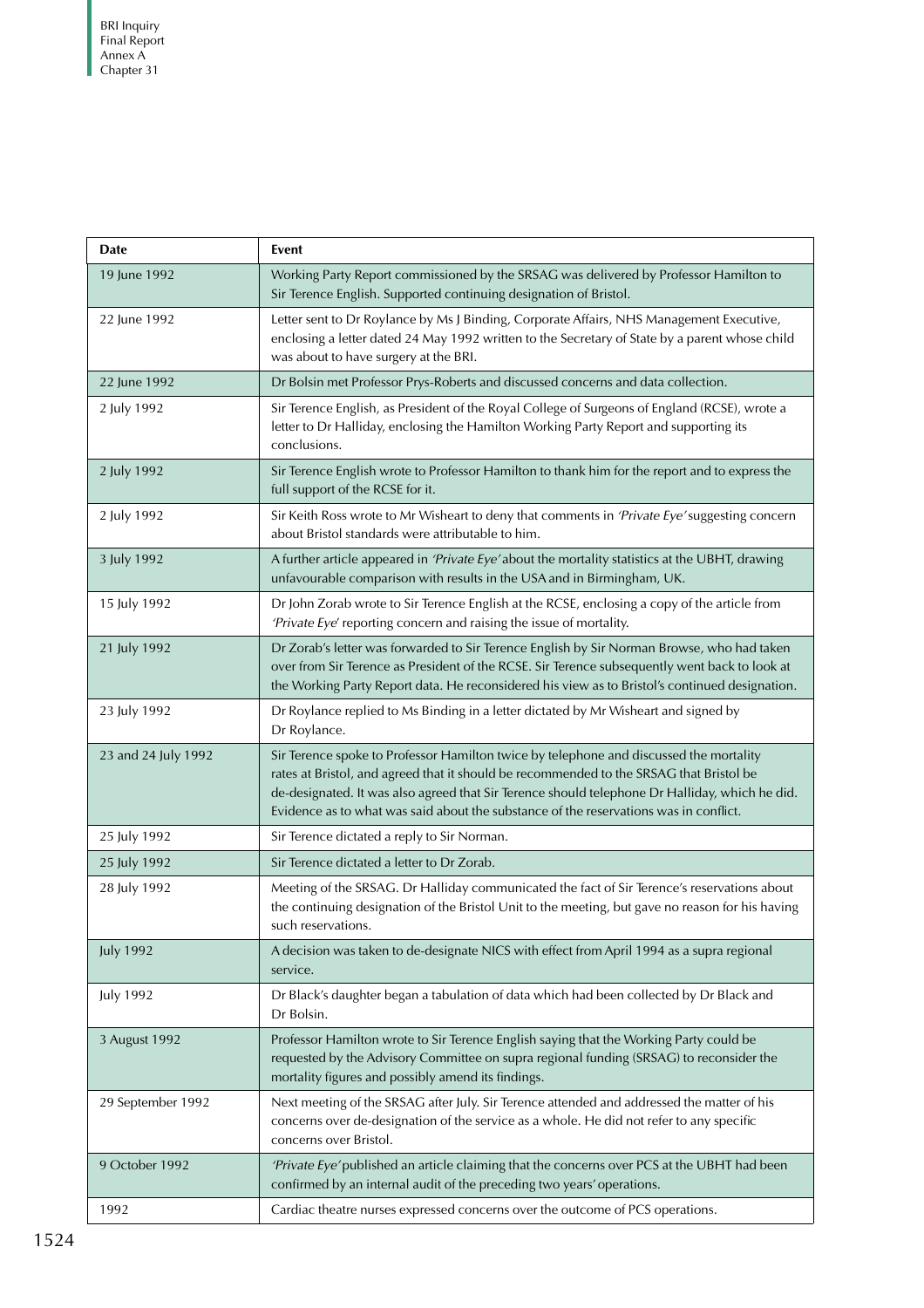| Date | Event |
|---|---|
| 19 June 1992 | Working Party Report commissioned by the SRSAG was delivered by Professor Hamilton to Sir Terence English. Supported continuing designation of Bristol. |
| 22 June 1992 | Letter sent to Dr Roylance by Ms J Binding, Corporate Affairs, NHS Management Executive, enclosing a letter dated 24 May 1992 written to the Secretary of State by a parent whose child was about to have surgery at the BRI. |
| 22 June 1992 | Dr Bolsin met Professor Prys-Roberts and discussed concerns and data collection. |
| 2 July 1992 | Sir Terence English, as President of the Royal College of Surgeons of England (RCSE), wrote a letter to Dr Halliday, enclosing the Hamilton Working Party Report and supporting its conclusions. |
| 2 July 1992 | Sir Terence English wrote to Professor Hamilton to thank him for the report and to express the full support of the RCSE for it. |
| 2 July 1992 | Sir Keith Ross wrote to Mr Wisheart to deny that comments in *'Private Eye'* suggesting concern about Bristol standards were attributable to him. |
| 3 July 1992 | A further article appeared in *'Private Eye'* about the mortality statistics at the UBHT, drawing unfavourable comparison with results in the USA and in Birmingham, UK. |
| 15 July 1992 | Dr John Zorab wrote to Sir Terence English at the RCSE, enclosing a copy of the article from *'Private Eye'* reporting concern and raising the issue of mortality. |
| 21 July 1992 | Dr Zorab's letter was forwarded to Sir Terence English by Sir Norman Browse, who had taken over from Sir Terence as President of the RCSE. Sir Terence subsequently went back to look at the Working Party Report data. He reconsidered his view as to Bristol's continued designation. |
| 23 July 1992 | Dr Roylance replied to Ms Binding in a letter dictated by Mr Wisheart and signed by Dr Roylance. |
| 23 and 24 July 1992 | Sir Terence spoke to Professor Hamilton twice by telephone and discussed the mortality rates at Bristol, and agreed that it should be recommended to the SRSAG that Bristol be de-designated. It was also agreed that Sir Terence should telephone Dr Halliday, which he did. Evidence as to what was said about the substance of the reservations was in conflict. |
| 25 July 1992 | Sir Terence dictated a reply to Sir Norman. |
| 25 July 1992 | Sir Terence dictated a letter to Dr Zorab. |
| 28 July 1992 | Meeting of the SRSAG. Dr Halliday communicated the fact of Sir Terence's reservations about the continuing designation of the Bristol Unit to the meeting, but gave no reason for his having such reservations. |
| July 1992 | A decision was taken to de-designate NICS with effect from April 1994 as a supra regional service. |
| July 1992 | Dr Black's daughter began a tabulation of data which had been collected by Dr Black and Dr Bolsin. |
| 3 August 1992 | Professor Hamilton wrote to Sir Terence English saying that the Working Party could be requested by the Advisory Committee on supra regional funding (SRSAG) to reconsider the mortality figures and possibly amend its findings. |
| 29 September 1992 | Next meeting of the SRSAG after July. Sir Terence attended and addressed the matter of his concerns over de-designation of the service as a whole. He did not refer to any specific concerns over Bristol. |
| 9 October 1992 | *'Private Eye'* published an article claiming that the concerns over PCS at the UBHT had been confirmed by an internal audit of the preceding two years' operations. |
| 1992 | Cardiac theatre nurses expressed concerns over the outcome of PCS operations. |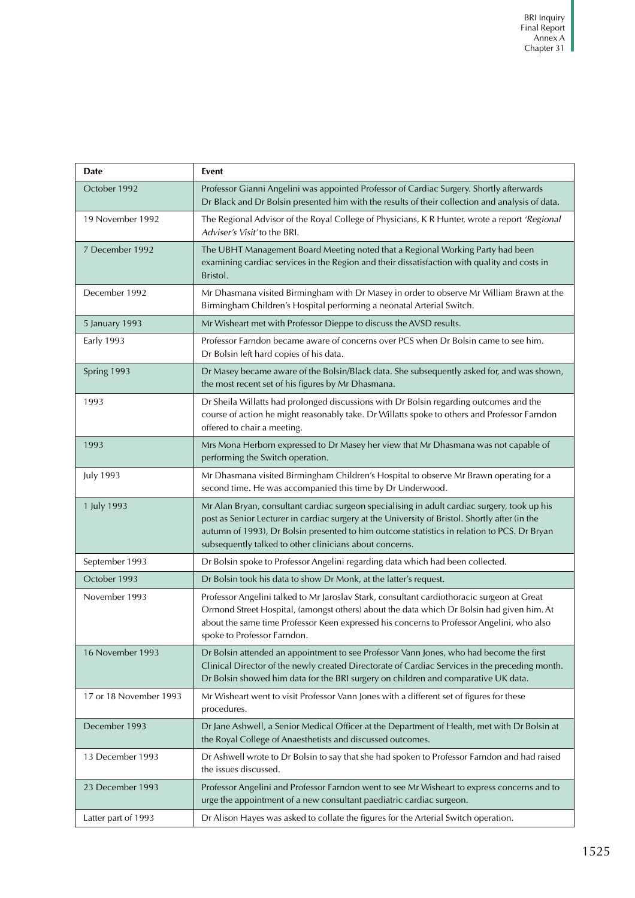| Date | Event |
|---|---|
| October 1992 | Professor Gianni Angelini was appointed Professor of Cardiac Surgery. Shortly afterwards Dr Black and Dr Bolsin presented him with the results of their collection and analysis of data. |
| 19 November 1992 | The Regional Advisor of the Royal College of Physicians, K R Hunter, wrote a report *'Regional Adviser's Visit'* to the BRI. |
| 7 December 1992 | The UBHT Management Board Meeting noted that a Regional Working Party had been examining cardiac services in the Region and their dissatisfaction with quality and costs in Bristol. |
| December 1992 | Mr Dhasmana visited Birmingham with Dr Masey in order to observe Mr William Brawn at the Birmingham Children's Hospital performing a neonatal Arterial Switch. |
| 5 January 1993 | Mr Wisheart met with Professor Dieppe to discuss the AVSD results. |
| Early 1993 | Professor Farndon became aware of concerns over PCS when Dr Bolsin came to see him. Dr Bolsin left hard copies of his data. |
| Spring 1993 | Dr Masey became aware of the Bolsin/Black data. She subsequently asked for, and was shown, the most recent set of his figures by Mr Dhasmana. |
| 1993 | Dr Sheila Willatts had prolonged discussions with Dr Bolsin regarding outcomes and the course of action he might reasonably take. Dr Willatts spoke to others and Professor Farndon offered to chair a meeting. |
| 1993 | Mrs Mona Herborn expressed to Dr Masey her view that Mr Dhasmana was not capable of performing the Switch operation. |
| July 1993 | Mr Dhasmana visited Birmingham Children's Hospital to observe Mr Brawn operating for a second time. He was accompanied this time by Dr Underwood. |
| 1 July 1993 | Mr Alan Bryan, consultant cardiac surgeon specialising in adult cardiac surgery, took up his post as Senior Lecturer in cardiac surgery at the University of Bristol. Shortly after (in the autumn of 1993), Dr Bolsin presented to him outcome statistics in relation to PCS. Dr Bryan subsequently talked to other clinicians about concerns. |
| September 1993 | Dr Bolsin spoke to Professor Angelini regarding data which had been collected. |
| October 1993 | Dr Bolsin took his data to show Dr Monk, at the latter's request. |
| November 1993 | Professor Angelini talked to Mr Jaroslav Stark, consultant cardiothoracic surgeon at Great Ormond Street Hospital, (amongst others) about the data which Dr Bolsin had given him. At about the same time Professor Keen expressed his concerns to Professor Angelini, who also spoke to Professor Farndon. |
| 16 November 1993 | Dr Bolsin attended an appointment to see Professor Vann Jones, who had become the first Clinical Director of the newly created Directorate of Cardiac Services in the preceding month. Dr Bolsin showed him data for the BRI surgery on children and comparative UK data. |
| 17 or 18 November 1993 | Mr Wisheart went to visit Professor Vann Jones with a different set of figures for these procedures. |
| December 1993 | Dr Jane Ashwell, a Senior Medical Officer at the Department of Health, met with Dr Bolsin at the Royal College of Anaesthetists and discussed outcomes. |
| 13 December 1993 | Dr Ashwell wrote to Dr Bolsin to say that she had spoken to Professor Farndon and had raised the issues discussed. |
| 23 December 1993 | Professor Angelini and Professor Farndon went to see Mr Wisheart to express concerns and to urge the appointment of a new consultant paediatric cardiac surgeon. |
| Latter part of 1993 | Dr Alison Hayes was asked to collate the figures for the Arterial Switch operation. |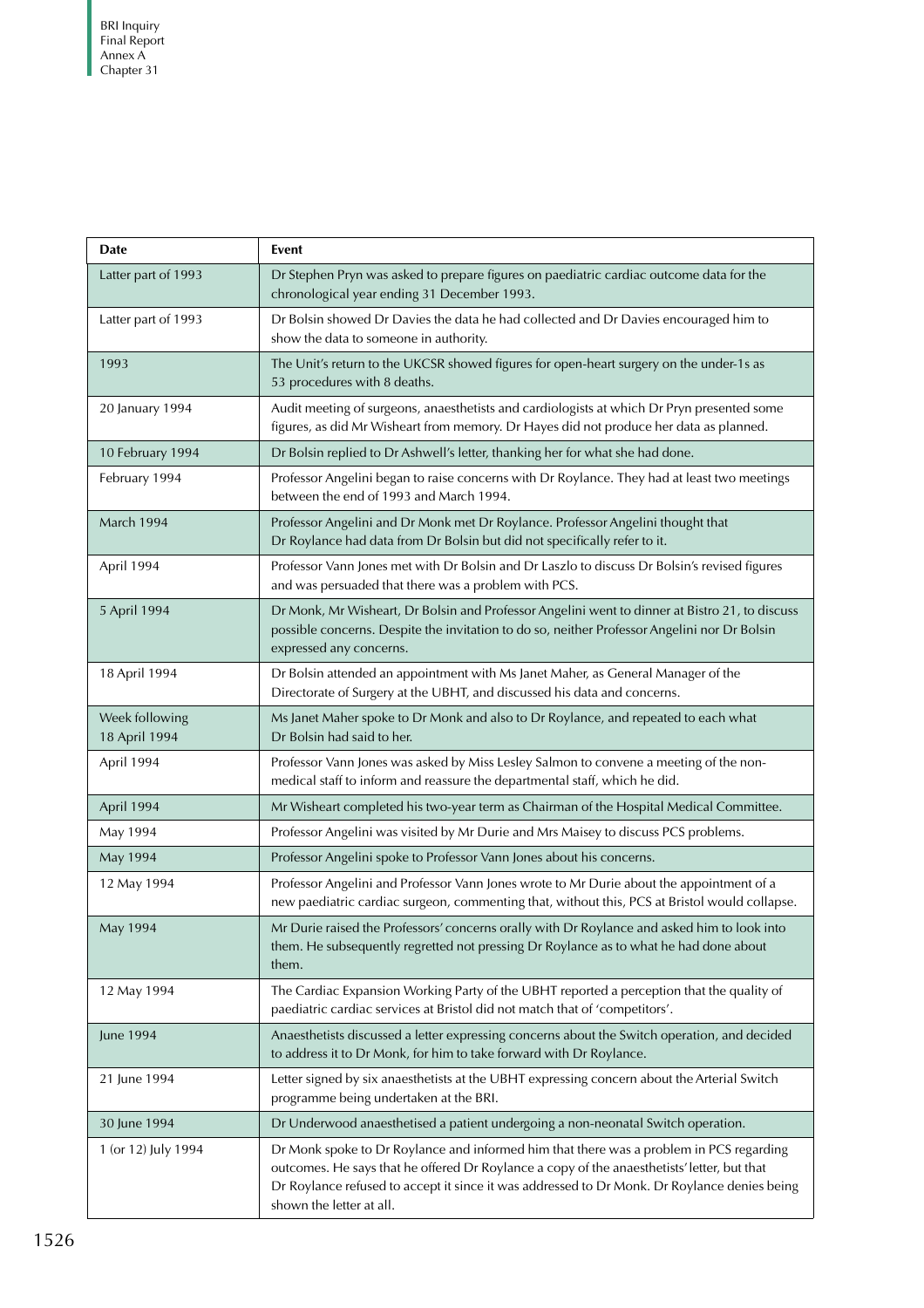| Date | Event |
|---|---|
| Latter part of 1993 | Dr Stephen Pryn was asked to prepare figures on paediatric cardiac outcome data for the chronological year ending 31 December 1993. |
| Latter part of 1993 | Dr Bolsin showed Dr Davies the data he had collected and Dr Davies encouraged him to show the data to someone in authority. |
| 1993 | The Unit's return to the UKCSR showed figures for open-heart surgery on the under-1s as 53 procedures with 8 deaths. |
| 20 January 1994 | Audit meeting of surgeons, anaesthetists and cardiologists at which Dr Pryn presented some figures, as did Mr Wisheart from memory. Dr Hayes did not produce her data as planned. |
| 10 February 1994 | Dr Bolsin replied to Dr Ashwell's letter, thanking her for what she had done. |
| February 1994 | Professor Angelini began to raise concerns with Dr Roylance. They had at least two meetings between the end of 1993 and March 1994. |
| March 1994 | Professor Angelini and Dr Monk met Dr Roylance. Professor Angelini thought that Dr Roylance had data from Dr Bolsin but did not specifically refer to it. |
| April 1994 | Professor Vann Jones met with Dr Bolsin and Dr Laszlo to discuss Dr Bolsin's revised figures and was persuaded that there was a problem with PCS. |
| 5 April 1994 | Dr Monk, Mr Wisheart, Dr Bolsin and Professor Angelini went to dinner at Bistro 21, to discuss possible concerns. Despite the invitation to do so, neither Professor Angelini nor Dr Bolsin expressed any concerns. |
| 18 April 1994 | Dr Bolsin attended an appointment with Ms Janet Maher, as General Manager of the Directorate of Surgery at the UBHT, and discussed his data and concerns. |
| Week following 18 April 1994 | Ms Janet Maher spoke to Dr Monk and also to Dr Roylance, and repeated to each what Dr Bolsin had said to her. |
| April 1994 | Professor Vann Jones was asked by Miss Lesley Salmon to convene a meeting of the non-medical staff to inform and reassure the departmental staff, which he did. |
| April 1994 | Mr Wisheart completed his two-year term as Chairman of the Hospital Medical Committee. |
| May 1994 | Professor Angelini was visited by Mr Durie and Mrs Maisey to discuss PCS problems. |
| May 1994 | Professor Angelini spoke to Professor Vann Jones about his concerns. |
| 12 May 1994 | Professor Angelini and Professor Vann Jones wrote to Mr Durie about the appointment of a new paediatric cardiac surgeon, commenting that, without this, PCS at Bristol would collapse. |
| May 1994 | Mr Durie raised the Professors' concerns orally with Dr Roylance and asked him to look into them. He subsequently regretted not pressing Dr Roylance as to what he had done about them. |
| 12 May 1994 | The Cardiac Expansion Working Party of the UBHT reported a perception that the quality of paediatric cardiac services at Bristol did not match that of 'competitors'. |
| June 1994 | Anaesthetists discussed a letter expressing concerns about the Switch operation, and decided to address it to Dr Monk, for him to take forward with Dr Roylance. |
| 21 June 1994 | Letter signed by six anaesthetists at the UBHT expressing concern about the Arterial Switch programme being undertaken at the BRI. |
| 30 June 1994 | Dr Underwood anaesthetised a patient undergoing a non-neonatal Switch operation. |
| 1 (or 12) July 1994 | Dr Monk spoke to Dr Roylance and informed him that there was a problem in PCS regarding outcomes. He says that he offered Dr Roylance a copy of the anaesthetists' letter, but that Dr Roylance refused to accept it since it was addressed to Dr Monk. Dr Roylance denies being shown the letter at all. |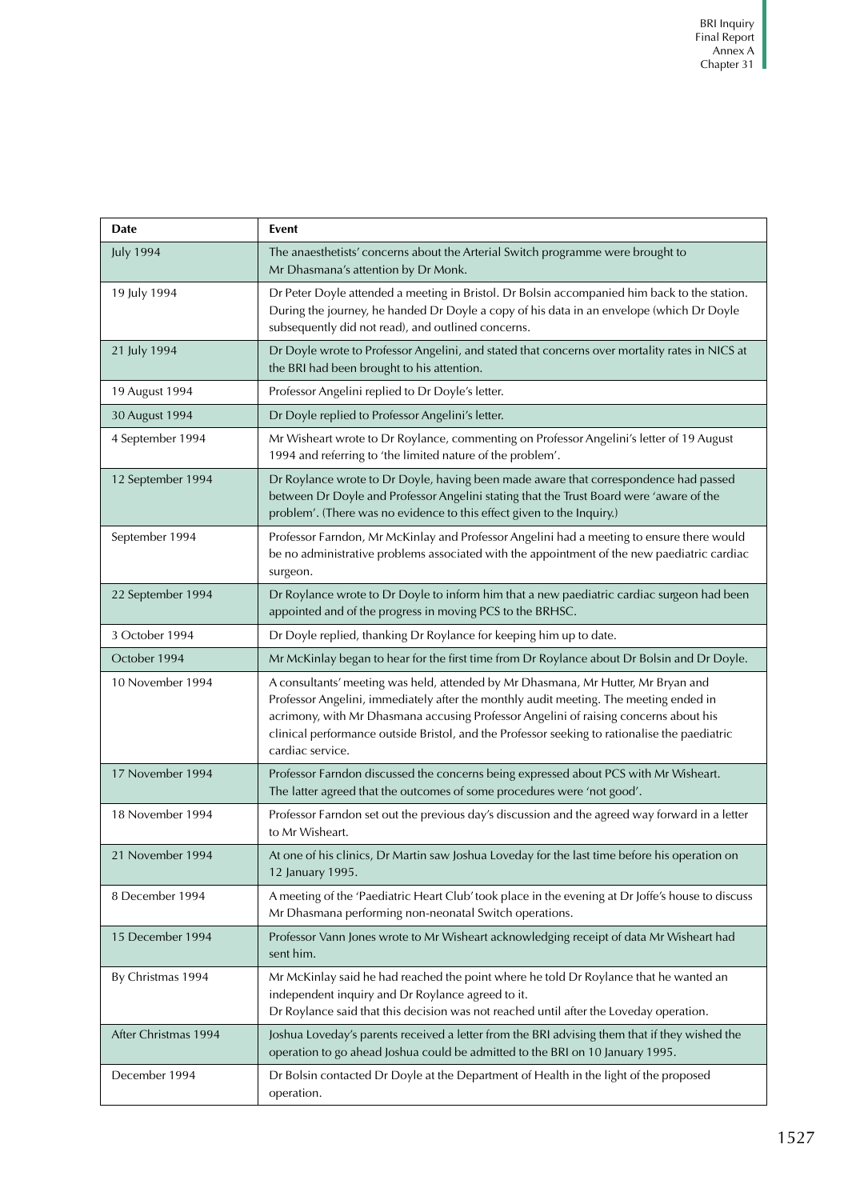| Date | Event |
|---|---|
| July 1994 | The anaesthetists' concerns about the Arterial Switch programme were brought to Mr Dhasmana's attention by Dr Monk. |
| 19 July 1994 | Dr Peter Doyle attended a meeting in Bristol. Dr Bolsin accompanied him back to the station. During the journey, he handed Dr Doyle a copy of his data in an envelope (which Dr Doyle subsequently did not read), and outlined concerns. |
| 21 July 1994 | Dr Doyle wrote to Professor Angelini, and stated that concerns over mortality rates in NICS at the BRI had been brought to his attention. |
| 19 August 1994 | Professor Angelini replied to Dr Doyle's letter. |
| 30 August 1994 | Dr Doyle replied to Professor Angelini's letter. |
| 4 September 1994 | Mr Wisheart wrote to Dr Roylance, commenting on Professor Angelini's letter of 19 August 1994 and referring to 'the limited nature of the problem'. |
| 12 September 1994 | Dr Roylance wrote to Dr Doyle, having been made aware that correspondence had passed between Dr Doyle and Professor Angelini stating that the Trust Board were 'aware of the problem'. (There was no evidence to this effect given to the Inquiry.) |
| September 1994 | Professor Farndon, Mr McKinlay and Professor Angelini had a meeting to ensure there would be no administrative problems associated with the appointment of the new paediatric cardiac surgeon. |
| 22 September 1994 | Dr Roylance wrote to Dr Doyle to inform him that a new paediatric cardiac surgeon had been appointed and of the progress in moving PCS to the BRHSC. |
| 3 October 1994 | Dr Doyle replied, thanking Dr Roylance for keeping him up to date. |
| October 1994 | Mr McKinlay began to hear for the first time from Dr Roylance about Dr Bolsin and Dr Doyle. |
| 10 November 1994 | A consultants' meeting was held, attended by Mr Dhasmana, Mr Hutter, Mr Bryan and Professor Angelini, immediately after the monthly audit meeting. The meeting ended in acrimony, with Mr Dhasmana accusing Professor Angelini of raising concerns about his clinical performance outside Bristol, and the Professor seeking to rationalise the paediatric cardiac service. |
| 17 November 1994 | Professor Farndon discussed the concerns being expressed about PCS with Mr Wisheart. The latter agreed that the outcomes of some procedures were 'not good'. |
| 18 November 1994 | Professor Farndon set out the previous day's discussion and the agreed way forward in a letter to Mr Wisheart. |
| 21 November 1994 | At one of his clinics, Dr Martin saw Joshua Loveday for the last time before his operation on 12 January 1995. |
| 8 December 1994 | A meeting of the 'Paediatric Heart Club' took place in the evening at Dr Joffe's house to discuss Mr Dhasmana performing non-neonatal Switch operations. |
| 15 December 1994 | Professor Vann Jones wrote to Mr Wisheart acknowledging receipt of data Mr Wisheart had sent him. |
| By Christmas 1994 | Mr McKinlay said he had reached the point where he told Dr Roylance that he wanted an independent inquiry and Dr Roylance agreed to it.<br>Dr Roylance said that this decision was not reached until after the Loveday operation. |
| After Christmas 1994 | Joshua Loveday's parents received a letter from the BRI advising them that if they wished the operation to go ahead Joshua could be admitted to the BRI on 10 January 1995. |
| December 1994 | Dr Bolsin contacted Dr Doyle at the Department of Health in the light of the proposed operation. |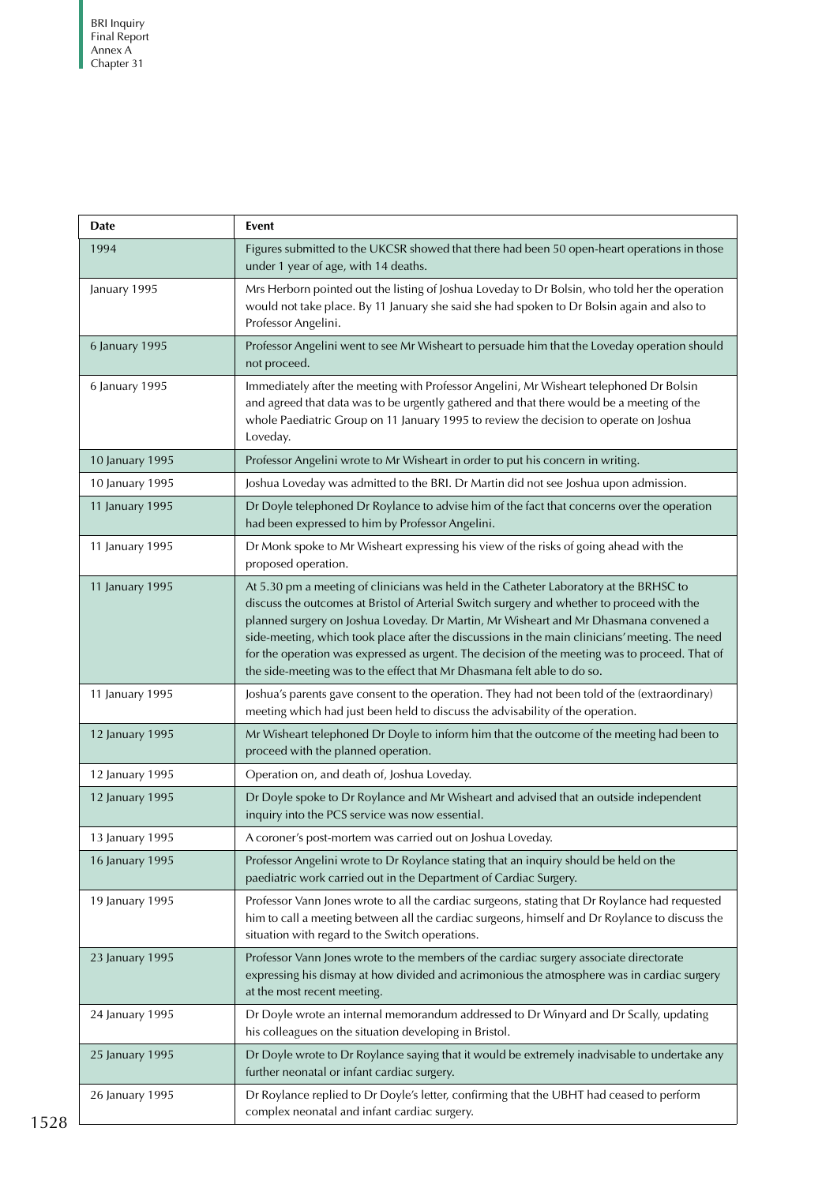| Date | Event |
|---|---|
| 1994 | Figures submitted to the UKCSR showed that there had been 50 open-heart operations in those under 1 year of age, with 14 deaths. |
| January 1995 | Mrs Herborn pointed out the listing of Joshua Loveday to Dr Bolsin, who told her the operation would not take place. By 11 January she said she had spoken to Dr Bolsin again and also to Professor Angelini. |
| 6 January 1995 | Professor Angelini went to see Mr Wisheart to persuade him that the Loveday operation should not proceed. |
| 6 January 1995 | Immediately after the meeting with Professor Angelini, Mr Wisheart telephoned Dr Bolsin and agreed that data was to be urgently gathered and that there would be a meeting of the whole Paediatric Group on 11 January 1995 to review the decision to operate on Joshua Loveday. |
| 10 January 1995 | Professor Angelini wrote to Mr Wisheart in order to put his concern in writing. |
| 10 January 1995 | Joshua Loveday was admitted to the BRI. Dr Martin did not see Joshua upon admission. |
| 11 January 1995 | Dr Doyle telephoned Dr Roylance to advise him of the fact that concerns over the operation had been expressed to him by Professor Angelini. |
| 11 January 1995 | Dr Monk spoke to Mr Wisheart expressing his view of the risks of going ahead with the proposed operation. |
| 11 January 1995 | At 5.30 pm a meeting of clinicians was held in the Catheter Laboratory at the BRHSC to discuss the outcomes at Bristol of Arterial Switch surgery and whether to proceed with the planned surgery on Joshua Loveday. Dr Martin, Mr Wisheart and Mr Dhasmana convened a side-meeting, which took place after the discussions in the main clinicians' meeting. The need for the operation was expressed as urgent. The decision of the meeting was to proceed. That of the side-meeting was to the effect that Mr Dhasmana felt able to do so. |
| 11 January 1995 | Joshua's parents gave consent to the operation. They had not been told of the (extraordinary) meeting which had just been held to discuss the advisability of the operation. |
| 12 January 1995 | Mr Wisheart telephoned Dr Doyle to inform him that the outcome of the meeting had been to proceed with the planned operation. |
| 12 January 1995 | Operation on, and death of, Joshua Loveday. |
| 12 January 1995 | Dr Doyle spoke to Dr Roylance and Mr Wisheart and advised that an outside independent inquiry into the PCS service was now essential. |
| 13 January 1995 | A coroner's post-mortem was carried out on Joshua Loveday. |
| 16 January 1995 | Professor Angelini wrote to Dr Roylance stating that an inquiry should be held on the paediatric work carried out in the Department of Cardiac Surgery. |
| 19 January 1995 | Professor Vann Jones wrote to all the cardiac surgeons, stating that Dr Roylance had requested him to call a meeting between all the cardiac surgeons, himself and Dr Roylance to discuss the situation with regard to the Switch operations. |
| 23 January 1995 | Professor Vann Jones wrote to the members of the cardiac surgery associate directorate expressing his dismay at how divided and acrimonious the atmosphere was in cardiac surgery at the most recent meeting. |
| 24 January 1995 | Dr Doyle wrote an internal memorandum addressed to Dr Winyard and Dr Scally, updating his colleagues on the situation developing in Bristol. |
| 25 January 1995 | Dr Doyle wrote to Dr Roylance saying that it would be extremely inadvisable to undertake any further neonatal or infant cardiac surgery. |
| 26 January 1995 | Dr Roylance replied to Dr Doyle's letter, confirming that the UBHT had ceased to perform complex neonatal and infant cardiac surgery. |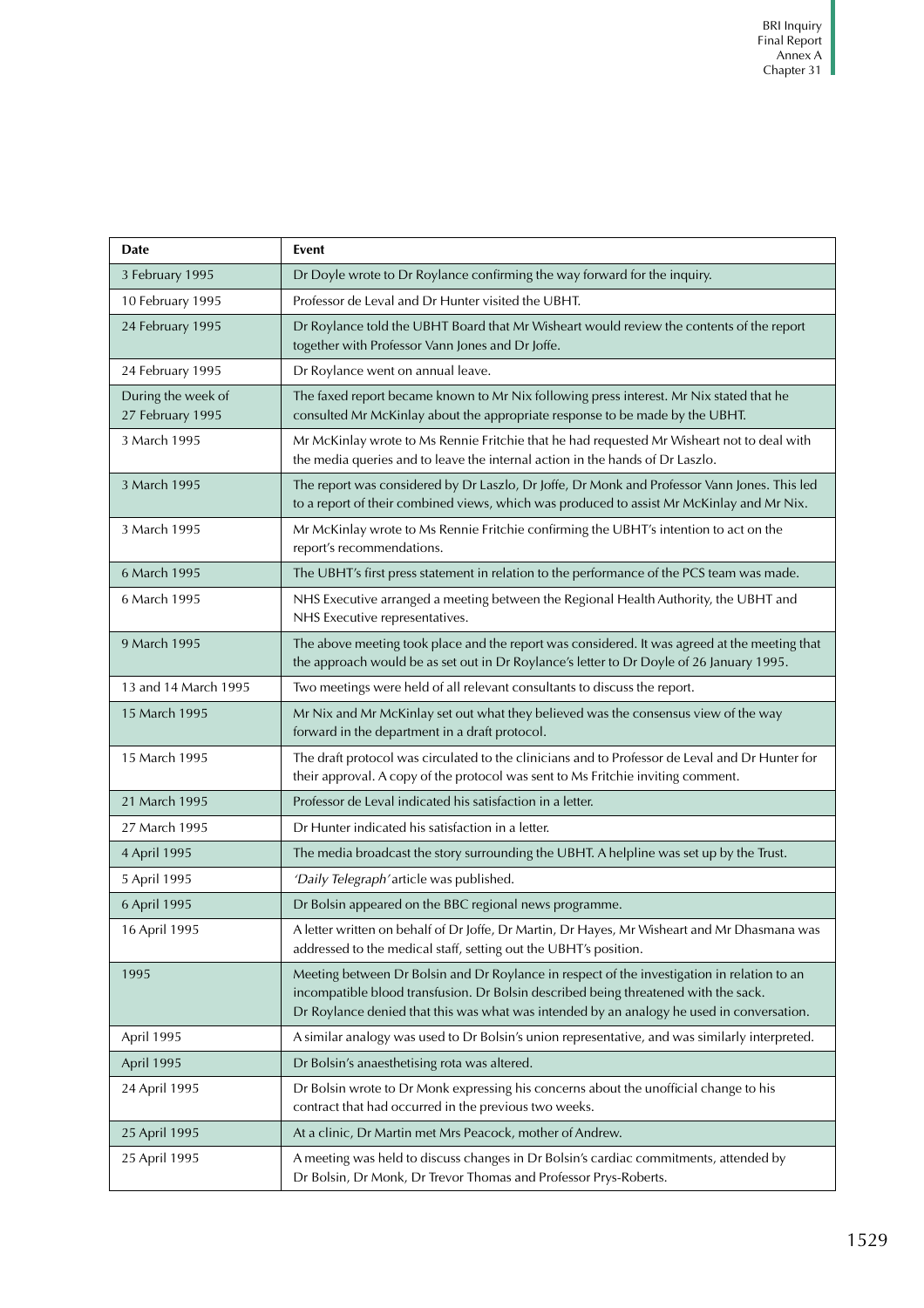| Date | Event |
|---|---|
| 3 February 1995 | Dr Doyle wrote to Dr Roylance confirming the way forward for the inquiry. |
| 10 February 1995 | Professor de Leval and Dr Hunter visited the UBHT. |
| 24 February 1995 | Dr Roylance told the UBHT Board that Mr Wisheart would review the contents of the report together with Professor Vann Jones and Dr Joffe. |
| 24 February 1995 | Dr Roylance went on annual leave. |
| During the week of 27 February 1995 | The faxed report became known to Mr Nix following press interest. Mr Nix stated that he consulted Mr McKinlay about the appropriate response to be made by the UBHT. |
| 3 March 1995 | Mr McKinlay wrote to Ms Rennie Fritchie that he had requested Mr Wisheart not to deal with the media queries and to leave the internal action in the hands of Dr Laszlo. |
| 3 March 1995 | The report was considered by Dr Laszlo, Dr Joffe, Dr Monk and Professor Vann Jones. This led to a report of their combined views, which was produced to assist Mr McKinlay and Mr Nix. |
| 3 March 1995 | Mr McKinlay wrote to Ms Rennie Fritchie confirming the UBHT's intention to act on the report's recommendations. |
| 6 March 1995 | The UBHT's first press statement in relation to the performance of the PCS team was made. |
| 6 March 1995 | NHS Executive arranged a meeting between the Regional Health Authority, the UBHT and NHS Executive representatives. |
| 9 March 1995 | The above meeting took place and the report was considered. It was agreed at the meeting that the approach would be as set out in Dr Roylance's letter to Dr Doyle of 26 January 1995. |
| 13 and 14 March 1995 | Two meetings were held of all relevant consultants to discuss the report. |
| 15 March 1995 | Mr Nix and Mr McKinlay set out what they believed was the consensus view of the way forward in the department in a draft protocol. |
| 15 March 1995 | The draft protocol was circulated to the clinicians and to Professor de Leval and Dr Hunter for their approval. A copy of the protocol was sent to Ms Fritchie inviting comment. |
| 21 March 1995 | Professor de Leval indicated his satisfaction in a letter. |
| 27 March 1995 | Dr Hunter indicated his satisfaction in a letter. |
| 4 April 1995 | The media broadcast the story surrounding the UBHT. A helpline was set up by the Trust. |
| 5 April 1995 | *'Daily Telegraph'* article was published. |
| 6 April 1995 | Dr Bolsin appeared on the BBC regional news programme. |
| 16 April 1995 | A letter written on behalf of Dr Joffe, Dr Martin, Dr Hayes, Mr Wisheart and Mr Dhasmana was addressed to the medical staff, setting out the UBHT's position. |
| 1995 | Meeting between Dr Bolsin and Dr Roylance in respect of the investigation in relation to an incompatible blood transfusion. Dr Bolsin described being threatened with the sack. Dr Roylance denied that this was what was intended by an analogy he used in conversation. |
| April 1995 | A similar analogy was used to Dr Bolsin's union representative, and was similarly interpreted. |
| April 1995 | Dr Bolsin's anaesthetising rota was altered. |
| 24 April 1995 | Dr Bolsin wrote to Dr Monk expressing his concerns about the unofficial change to his contract that had occurred in the previous two weeks. |
| 25 April 1995 | At a clinic, Dr Martin met Mrs Peacock, mother of Andrew. |
| 25 April 1995 | A meeting was held to discuss changes in Dr Bolsin's cardiac commitments, attended by Dr Bolsin, Dr Monk, Dr Trevor Thomas and Professor Prys-Roberts. |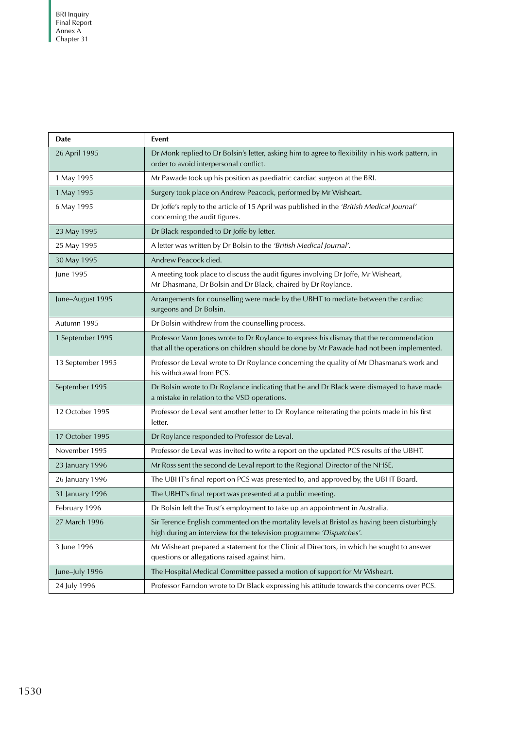| Date | Event |
|---|---|
| 26 April 1995 | Dr Monk replied to Dr Bolsin's letter, asking him to agree to flexibility in his work pattern, in order to avoid interpersonal conflict. |
| 1 May 1995 | Mr Pawade took up his position as paediatric cardiac surgeon at the BRI. |
| 1 May 1995 | Surgery took place on Andrew Peacock, performed by Mr Wisheart. |
| 6 May 1995 | Dr Joffe's reply to the article of 15 April was published in the *'British Medical Journal'* concerning the audit figures. |
| 23 May 1995 | Dr Black responded to Dr Joffe by letter. |
| 25 May 1995 | A letter was written by Dr Bolsin to the *'British Medical Journal'*. |
| 30 May 1995 | Andrew Peacock died. |
| June 1995 | A meeting took place to discuss the audit figures involving Dr Joffe, Mr Wisheart, Mr Dhasmana, Dr Bolsin and Dr Black, chaired by Dr Roylance. |
| June–August 1995 | Arrangements for counselling were made by the UBHT to mediate between the cardiac surgeons and Dr Bolsin. |
| Autumn 1995 | Dr Bolsin withdrew from the counselling process. |
| 1 September 1995 | Professor Vann Jones wrote to Dr Roylance to express his dismay that the recommendation that all the operations on children should be done by Mr Pawade had not been implemented. |
| 13 September 1995 | Professor de Leval wrote to Dr Roylance concerning the quality of Mr Dhasmana's work and his withdrawal from PCS. |
| September 1995 | Dr Bolsin wrote to Dr Roylance indicating that he and Dr Black were dismayed to have made a mistake in relation to the VSD operations. |
| 12 October 1995 | Professor de Leval sent another letter to Dr Roylance reiterating the points made in his first letter. |
| 17 October 1995 | Dr Roylance responded to Professor de Leval. |
| November 1995 | Professor de Leval was invited to write a report on the updated PCS results of the UBHT. |
| 23 January 1996 | Mr Ross sent the second de Leval report to the Regional Director of the NHSE. |
| 26 January 1996 | The UBHT's final report on PCS was presented to, and approved by, the UBHT Board. |
| 31 January 1996 | The UBHT's final report was presented at a public meeting. |
| February 1996 | Dr Bolsin left the Trust's employment to take up an appointment in Australia. |
| 27 March 1996 | Sir Terence English commented on the mortality levels at Bristol as having been disturbingly high during an interview for the television programme *'Dispatches'*. |
| 3 June 1996 | Mr Wisheart prepared a statement for the Clinical Directors, in which he sought to answer questions or allegations raised against him. |
| June–July 1996 | The Hospital Medical Committee passed a motion of support for Mr Wisheart. |
| 24 July 1996 | Professor Farndon wrote to Dr Black expressing his attitude towards the concerns over PCS. |